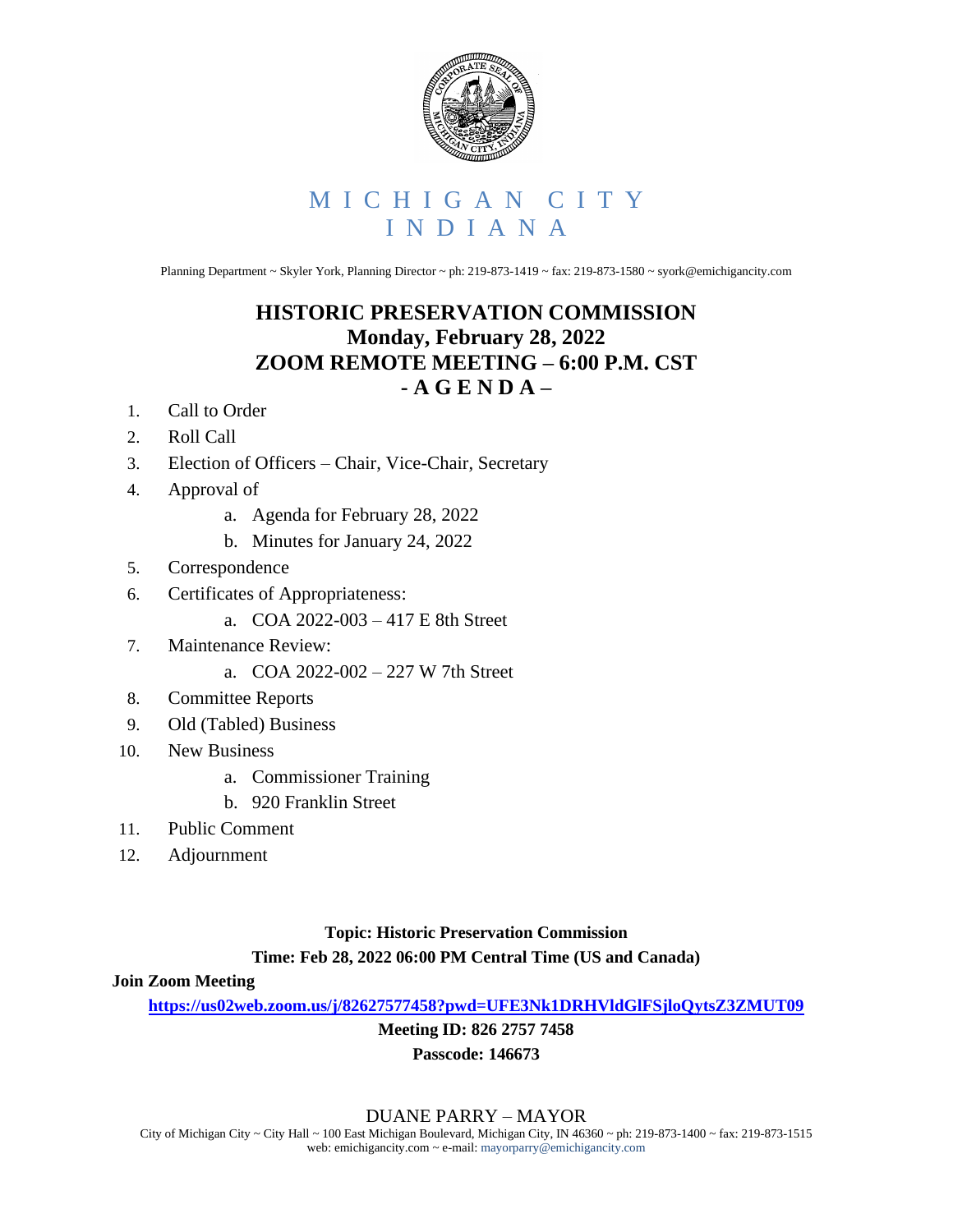# MICHIGAN CITY
# INDIANA

Planning Department ~ Skyler York, Planning Director ~ ph: 219-873-1419 ~ fax: 219-873-1580 ~ syork@emichigancity.com

## HISTORIC PRESERVATION COMMISSION
## Monday, February 28, 2022
## ZOOM REMOTE MEETING – 6:00 P.M. CST
## - A G E N D A –

1. Call to Order
2. Roll Call
3. Election of Officers – Chair, Vice-Chair, Secretary
4. Approval of
   a. Agenda for February 28, 2022
   b. Minutes for January 24, 2022
5. Correspondence
6. Certificates of Appropriateness:
   a. COA 2022-003 – 417 E 8th Street
7. Maintenance Review:
   a. COA 2022-002 – 227 W 7th Street
8. Committee Reports
9. Old (Tabled) Business
10. New Business
    a. Commissioner Training
    b. 920 Franklin Street
11. Public Comment
12. Adjournment

**Topic: Historic Preservation Commission**

**Time: Feb 28, 2022 06:00 PM Central Time (US and Canada)**

**Join Zoom Meeting**

**https://us02web.zoom.us/j/82627577458?pwd=UFE3Nk1DRHVldGlFSjloQytsZ3ZMUT09**

**Meeting ID: 826 2757 7458**

**Passcode: 146673**

DUANE PARRY – MAYOR

City of Michigan City ~ City Hall ~ 100 East Michigan Boulevard, Michigan City, IN 46360 ~ ph: 219-873-1400 ~ fax: 219-873-1515
web: emichigancity.com ~ e-mail: mayorparry@emichigancity.com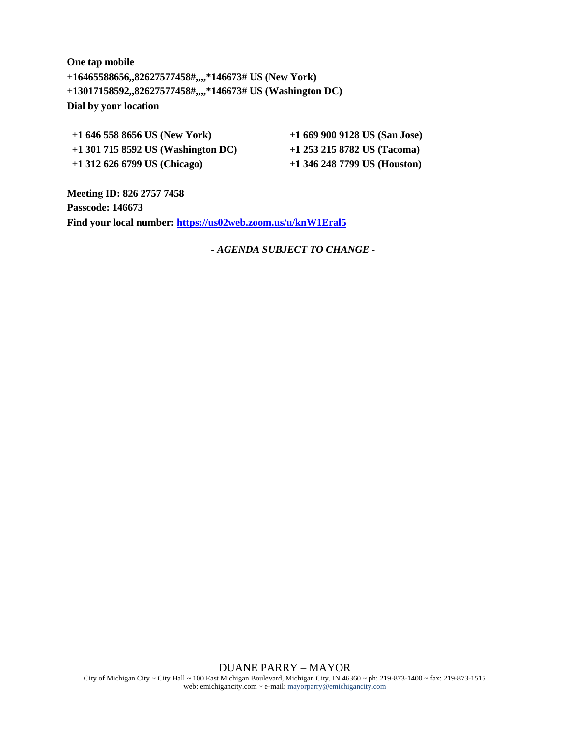**One tap mobile**
**+16465588656,,82627577458#,,,,*146673# US (New York)**
**+13017158592,,82627577458#,,,,*146673# US (Washington DC)**
**Dial by your location**

**+1 646 558 8656 US (New York)**
**+1 301 715 8592 US (Washington DC)**
**+1 312 626 6799 US (Chicago)**
**+1 669 900 9128 US (San Jose)**
**+1 253 215 8782 US (Tacoma)**
**+1 346 248 7799 US (Houston)**

**Meeting ID: 826 2757 7458**
**Passcode: 146673**
**Find your local number: [https://us02web.zoom.us/u/knW1Eral5](https://us02web.zoom.us/u/knW1Eral5)**

***- AGENDA SUBJECT TO CHANGE -***